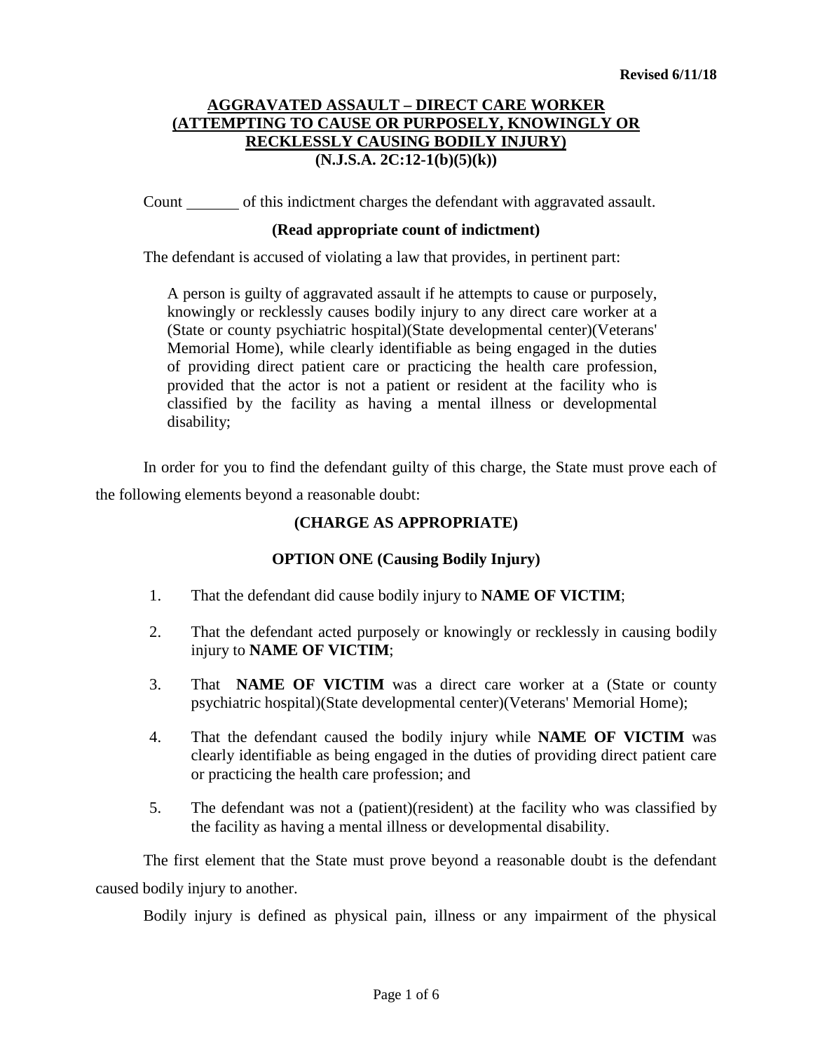Revised 6/11/18

# AGGRAVATED ASSAULT – DIRECT CARE WORKER (ATTEMPTING TO CAUSE OR PURPOSELY, KNOWINGLY OR RECKLESSLY CAUSING BODILY INJURY) (N.J.S.A. 2C:12-1(b)(5)(k))

Count ______ of this indictment charges the defendant with aggravated assault.

**(Read appropriate count of indictment)**

The defendant is accused of violating a law that provides, in pertinent part:

> A person is guilty of aggravated assault if he attempts to cause or purposely, knowingly or recklessly causes bodily injury to any direct care worker at a (State or county psychiatric hospital)(State developmental center)(Veterans' Memorial Home), while clearly identifiable as being engaged in the duties of providing direct patient care or practicing the health care profession, provided that the actor is not a patient or resident at the facility who is classified by the facility as having a mental illness or developmental disability;

In order for you to find the defendant guilty of this charge, the State must prove each of the following elements beyond a reasonable doubt:

**(CHARGE AS APPROPRIATE)**

**OPTION ONE (Causing Bodily Injury)**

1. That the defendant did cause bodily injury to **NAME OF VICTIM**;
2. That the defendant acted purposely or knowingly or recklessly in causing bodily injury to **NAME OF VICTIM**;
3. That **NAME OF VICTIM** was a direct care worker at a (State or county psychiatric hospital)(State developmental center)(Veterans' Memorial Home);
4. That the defendant caused the bodily injury while **NAME OF VICTIM** was clearly identifiable as being engaged in the duties of providing direct patient care or practicing the health care profession; and
5. The defendant was not a (patient)(resident) at the facility who was classified by the facility as having a mental illness or developmental disability.

The first element that the State must prove beyond a reasonable doubt is the defendant caused bodily injury to another.

Bodily injury is defined as physical pain, illness or any impairment of the physical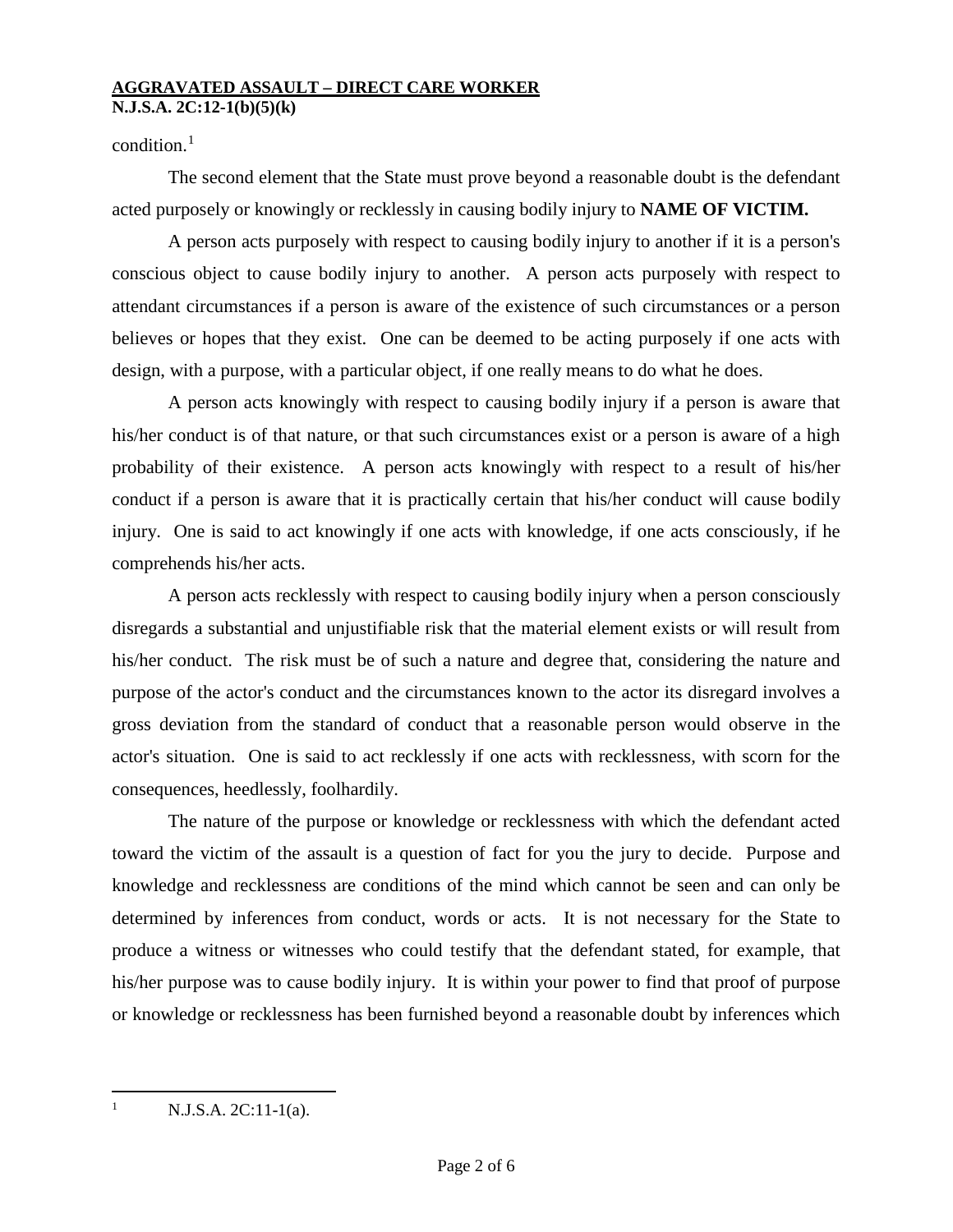condition.[1]

The second element that the State must prove beyond a reasonable doubt is the defendant acted purposely or knowingly or recklessly in causing bodily injury to **NAME OF VICTIM.**

A person acts purposely with respect to causing bodily injury to another if it is a person's conscious object to cause bodily injury to another. A person acts purposely with respect to attendant circumstances if a person is aware of the existence of such circumstances or a person believes or hopes that they exist. One can be deemed to be acting purposely if one acts with design, with a purpose, with a particular object, if one really means to do what he does.

A person acts knowingly with respect to causing bodily injury if a person is aware that his/her conduct is of that nature, or that such circumstances exist or a person is aware of a high probability of their existence. A person acts knowingly with respect to a result of his/her conduct if a person is aware that it is practically certain that his/her conduct will cause bodily injury. One is said to act knowingly if one acts with knowledge, if one acts consciously, if he comprehends his/her acts.

A person acts recklessly with respect to causing bodily injury when a person consciously disregards a substantial and unjustifiable risk that the material element exists or will result from his/her conduct. The risk must be of such a nature and degree that, considering the nature and purpose of the actor's conduct and the circumstances known to the actor its disregard involves a gross deviation from the standard of conduct that a reasonable person would observe in the actor's situation. One is said to act recklessly if one acts with recklessness, with scorn for the consequences, heedlessly, foolhardily.

The nature of the purpose or knowledge or recklessness with which the defendant acted toward the victim of the assault is a question of fact for you the jury to decide. Purpose and knowledge and recklessness are conditions of the mind which cannot be seen and can only be determined by inferences from conduct, words or acts. It is not necessary for the State to produce a witness or witnesses who could testify that the defendant stated, for example, that his/her purpose was to cause bodily injury. It is within your power to find that proof of purpose or knowledge or recklessness has been furnished beyond a reasonable doubt by inferences which

---

[1] N.J.S.A. 2C:11-1(a).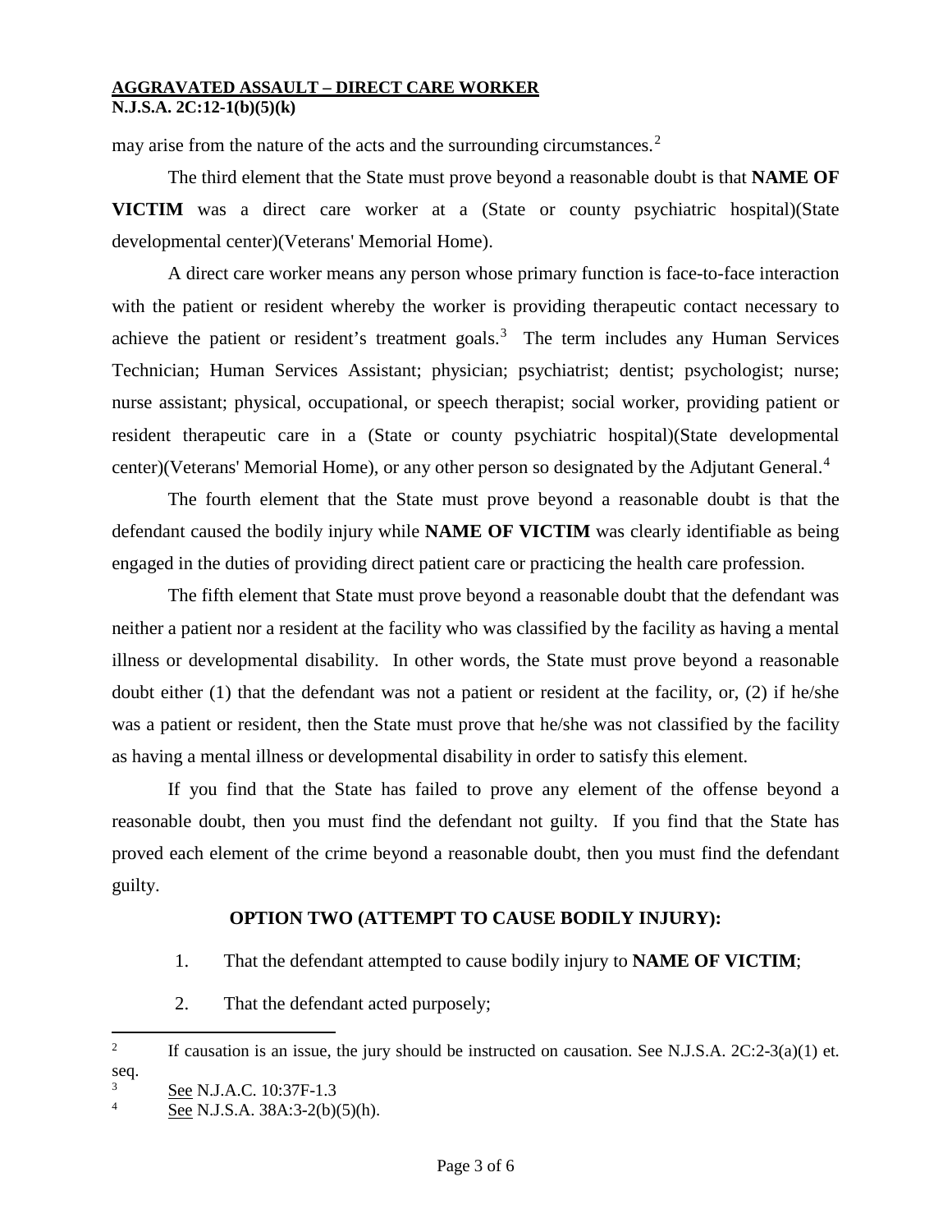may arise from the nature of the acts and the surrounding circumstances.[2]

The third element that the State must prove beyond a reasonable doubt is that **NAME OF VICTIM** was a direct care worker at a (State or county psychiatric hospital)(State developmental center)(Veterans' Memorial Home).

A direct care worker means any person whose primary function is face-to-face interaction with the patient or resident whereby the worker is providing therapeutic contact necessary to achieve the patient or resident's treatment goals.[3] The term includes any Human Services Technician; Human Services Assistant; physician; psychiatrist; dentist; psychologist; nurse; nurse assistant; physical, occupational, or speech therapist; social worker, providing patient or resident therapeutic care in a (State or county psychiatric hospital)(State developmental center)(Veterans' Memorial Home), or any other person so designated by the Adjutant General.[4]

The fourth element that the State must prove beyond a reasonable doubt is that the defendant caused the bodily injury while **NAME OF VICTIM** was clearly identifiable as being engaged in the duties of providing direct patient care or practicing the health care profession.

The fifth element that State must prove beyond a reasonable doubt that the defendant was neither a patient nor a resident at the facility who was classified by the facility as having a mental illness or developmental disability. In other words, the State must prove beyond a reasonable doubt either (1) that the defendant was not a patient or resident at the facility, or, (2) if he/she was a patient or resident, then the State must prove that he/she was not classified by the facility as having a mental illness or developmental disability in order to satisfy this element.

If you find that the State has failed to prove any element of the offense beyond a reasonable doubt, then you must find the defendant not guilty. If you find that the State has proved each element of the crime beyond a reasonable doubt, then you must find the defendant guilty.

**OPTION TWO (ATTEMPT TO CAUSE BODILY INJURY):**

1. That the defendant attempted to cause bodily injury to **NAME OF VICTIM**;
2. That the defendant acted purposely;

---

[2] If causation is an issue, the jury should be instructed on causation. See N.J.S.A. 2C:2-3(a)(1) et. seq.

[3] See N.J.A.C. 10:37F-1.3

[4] See N.J.S.A. 38A:3-2(b)(5)(h).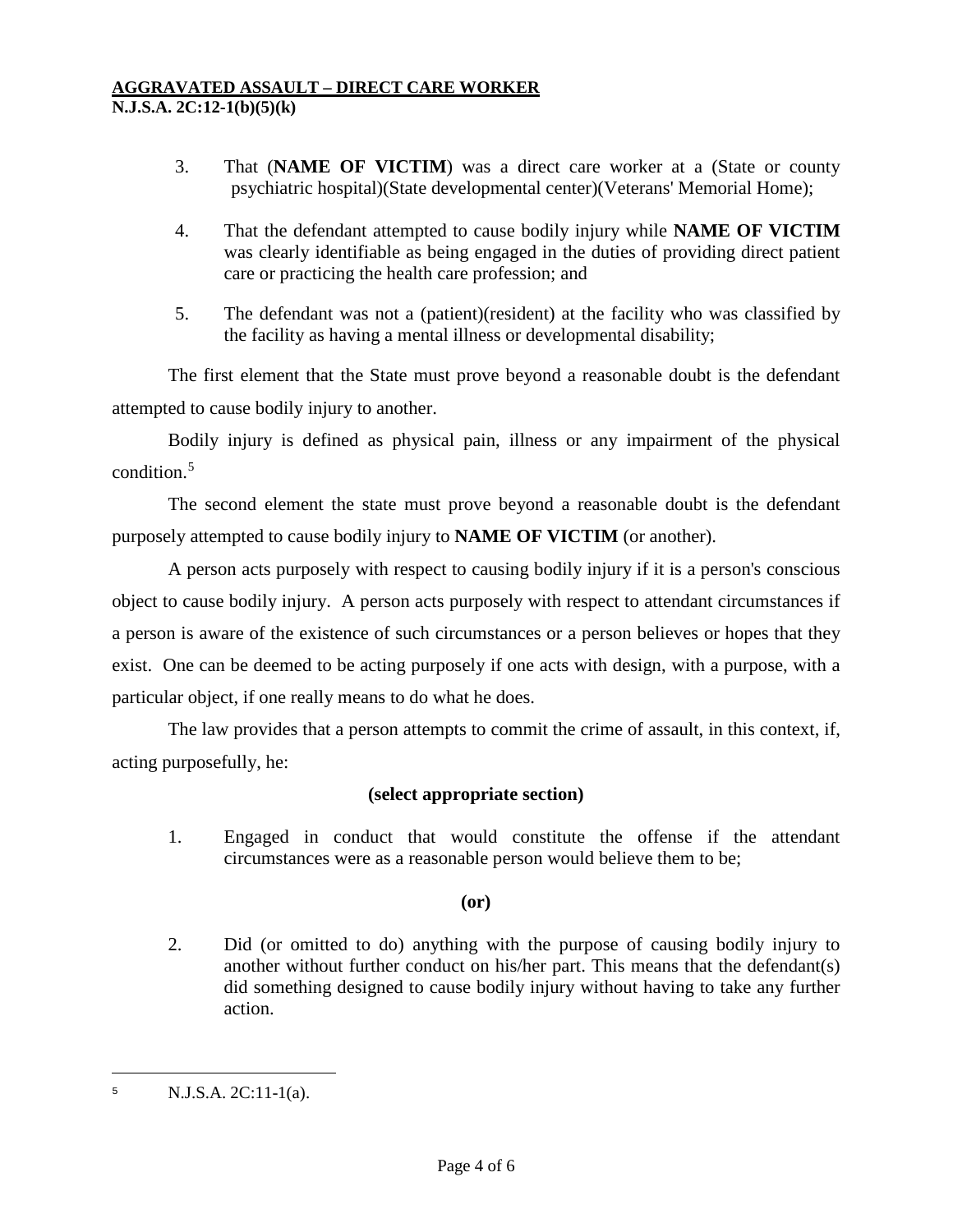**AGGRAVATED ASSAULT – DIRECT CARE WORKER**
**N.J.S.A. 2C:12-1(b)(5)(k)**

3. That (**NAME OF VICTIM**) was a direct care worker at a (State or county psychiatric hospital)(State developmental center)(Veterans' Memorial Home);

4. That the defendant attempted to cause bodily injury while **NAME OF VICTIM** was clearly identifiable as being engaged in the duties of providing direct patient care or practicing the health care profession; and

5. The defendant was not a (patient)(resident) at the facility who was classified by the facility as having a mental illness or developmental disability;

The first element that the State must prove beyond a reasonable doubt is the defendant attempted to cause bodily injury to another.

Bodily injury is defined as physical pain, illness or any impairment of the physical condition.[5]

The second element the state must prove beyond a reasonable doubt is the defendant purposely attempted to cause bodily injury to **NAME OF VICTIM** (or another).

A person acts purposely with respect to causing bodily injury if it is a person's conscious object to cause bodily injury. A person acts purposely with respect to attendant circumstances if a person is aware of the existence of such circumstances or a person believes or hopes that they exist. One can be deemed to be acting purposely if one acts with design, with a purpose, with a particular object, if one really means to do what he does.

The law provides that a person attempts to commit the crime of assault, in this context, if, acting purposefully, he:

**(select appropriate section)**

1. Engaged in conduct that would constitute the offense if the attendant circumstances were as a reasonable person would believe them to be;

**(or)**

2. Did (or omitted to do) anything with the purpose of causing bodily injury to another without further conduct on his/her part. This means that the defendant(s) did something designed to cause bodily injury without having to take any further action.

---

[5] N.J.S.A. 2C:11-1(a).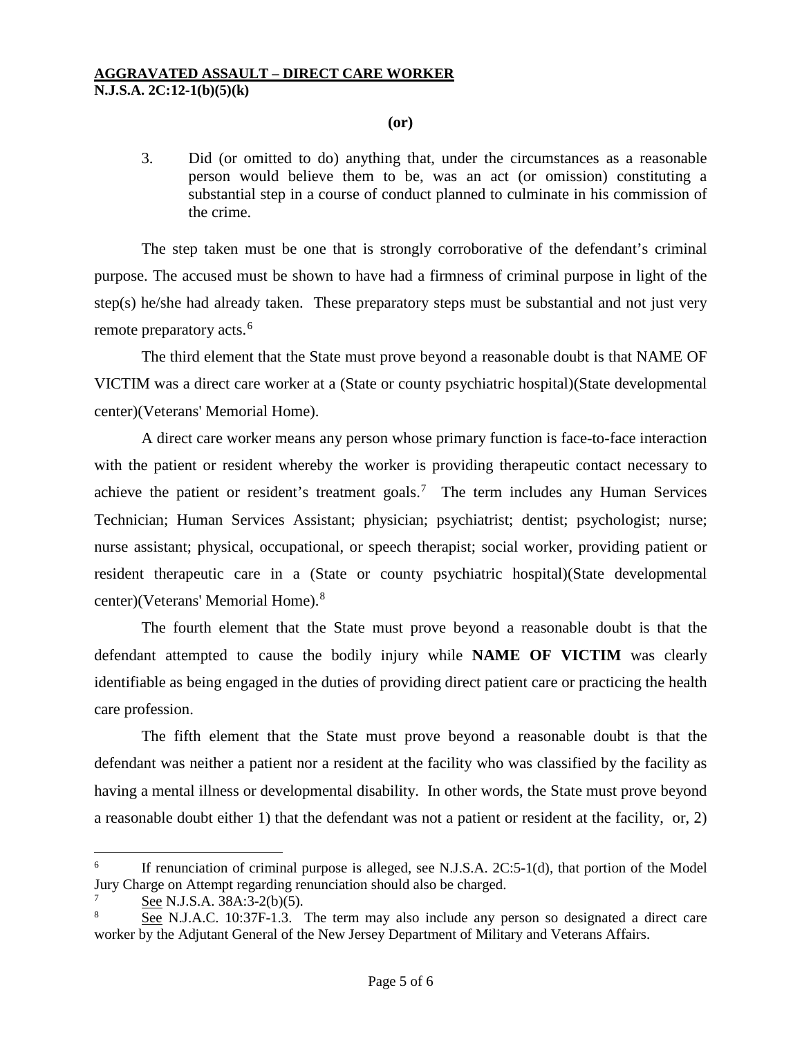**(or)**

3. Did (or omitted to do) anything that, under the circumstances as a reasonable person would believe them to be, was an act (or omission) constituting a substantial step in a course of conduct planned to culminate in his commission of the crime.

The step taken must be one that is strongly corroborative of the defendant's criminal purpose. The accused must be shown to have had a firmness of criminal purpose in light of the step(s) he/she had already taken. These preparatory steps must be substantial and not just very remote preparatory acts.[6]

The third element that the State must prove beyond a reasonable doubt is that NAME OF VICTIM was a direct care worker at a (State or county psychiatric hospital)(State developmental center)(Veterans' Memorial Home).

A direct care worker means any person whose primary function is face-to-face interaction with the patient or resident whereby the worker is providing therapeutic contact necessary to achieve the patient or resident's treatment goals.[7] The term includes any Human Services Technician; Human Services Assistant; physician; psychiatrist; dentist; psychologist; nurse; nurse assistant; physical, occupational, or speech therapist; social worker, providing patient or resident therapeutic care in a (State or county psychiatric hospital)(State developmental center)(Veterans' Memorial Home).[8]

The fourth element that the State must prove beyond a reasonable doubt is that the defendant attempted to cause the bodily injury while **NAME OF VICTIM** was clearly identifiable as being engaged in the duties of providing direct patient care or practicing the health care profession.

The fifth element that the State must prove beyond a reasonable doubt is that the defendant was neither a patient nor a resident at the facility who was classified by the facility as having a mental illness or developmental disability. In other words, the State must prove beyond a reasonable doubt either 1) that the defendant was not a patient or resident at the facility, or, 2)

---

[6] If renunciation of criminal purpose is alleged, see N.J.S.A. 2C:5-1(d), that portion of the Model Jury Charge on Attempt regarding renunciation should also be charged.

[7] See N.J.S.A. 38A:3-2(b)(5).

[8] See N.J.A.C. 10:37F-1.3. The term may also include any person so designated a direct care worker by the Adjutant General of the New Jersey Department of Military and Veterans Affairs.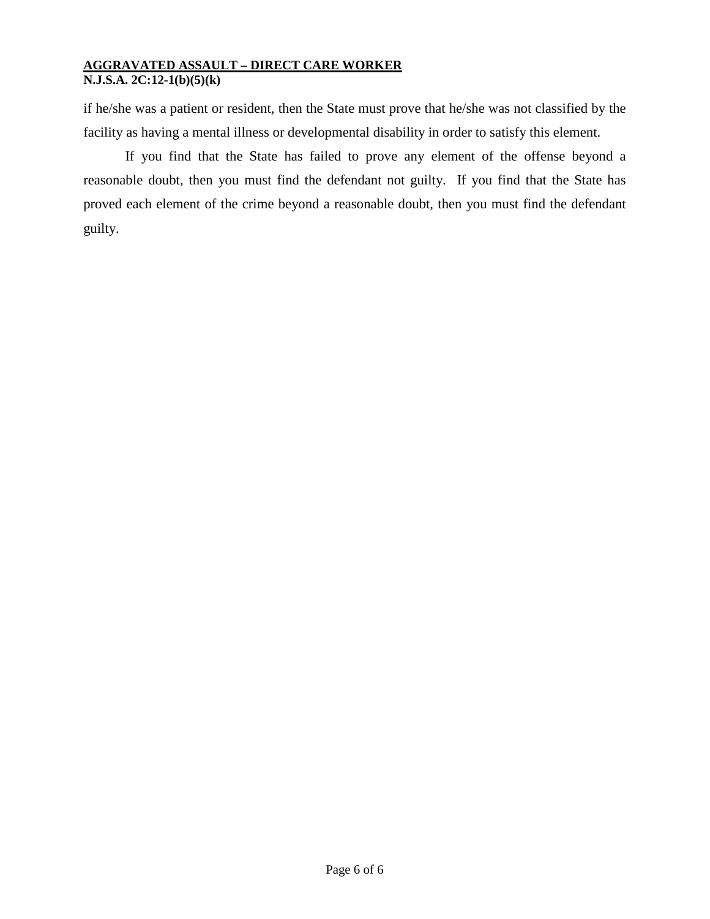if he/she was a patient or resident, then the State must prove that he/she was not classified by the facility as having a mental illness or developmental disability in order to satisfy this element.

If you find that the State has failed to prove any element of the offense beyond a reasonable doubt, then you must find the defendant not guilty. If you find that the State has proved each element of the crime beyond a reasonable doubt, then you must find the defendant guilty.